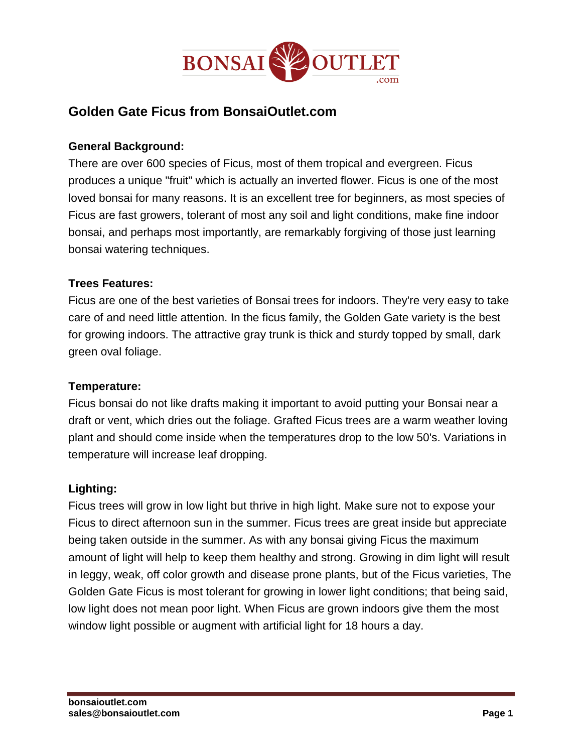# Golden Gate Ficus from BonsaiOutlet.com

**General Background:**

There are over 600 species of Ficus, most of them tropical and evergreen. Ficus produces a unique "fruit" which is actually an inverted flower. Ficus is one of the most loved bonsai for many reasons. It is an excellent tree for beginners, as most species of Ficus are fast growers, tolerant of most any soil and light conditions, make fine indoor bonsai, and perhaps most importantly, are remarkably forgiving of those just learning bonsai watering techniques.

**Trees Features:**

Ficus are one of the best varieties of Bonsai trees for indoors. They're very easy to take care of and need little attention. In the ficus family, the Golden Gate variety is the best for growing indoors. The attractive gray trunk is thick and sturdy topped by small, dark green oval foliage.

**Temperature:**

Ficus bonsai do not like drafts making it important to avoid putting your Bonsai near a draft or vent, which dries out the foliage. Grafted Ficus trees are a warm weather loving plant and should come inside when the temperatures drop to the low 50's. Variations in temperature will increase leaf dropping.

**Lighting:**

Ficus trees will grow in low light but thrive in high light. Make sure not to expose your Ficus to direct afternoon sun in the summer. Ficus trees are great inside but appreciate being taken outside in the summer. As with any bonsai giving Ficus the maximum amount of light will help to keep them healthy and strong. Growing in dim light will result in leggy, weak, off color growth and disease prone plants, but of the Ficus varieties, The Golden Gate Ficus is most tolerant for growing in lower light conditions; that being said, low light does not mean poor light. When Ficus are grown indoors give them the most window light possible or augment with artificial light for 18 hours a day.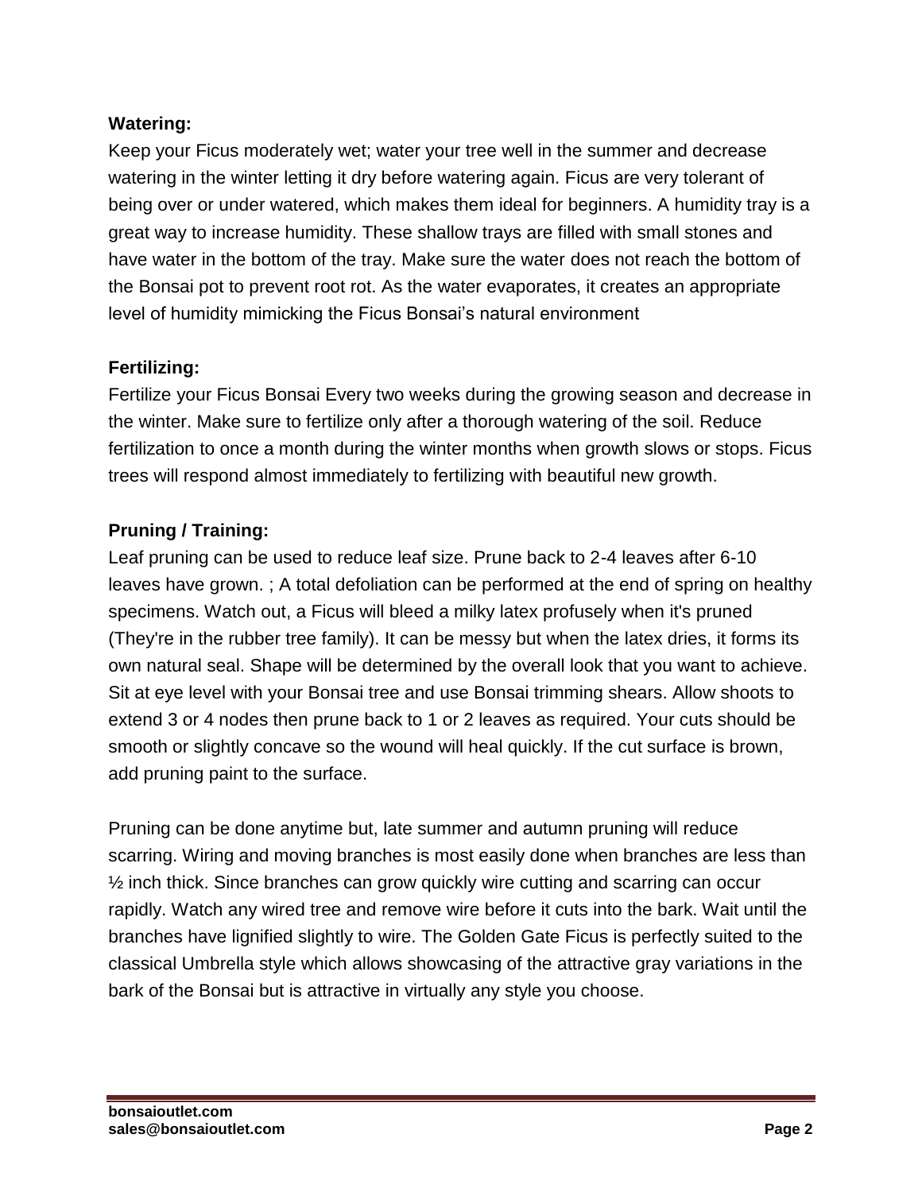**Watering:**

Keep your Ficus moderately wet; water your tree well in the summer and decrease watering in the winter letting it dry before watering again. Ficus are very tolerant of being over or under watered, which makes them ideal for beginners. A humidity tray is a great way to increase humidity. These shallow trays are filled with small stones and have water in the bottom of the tray. Make sure the water does not reach the bottom of the Bonsai pot to prevent root rot. As the water evaporates, it creates an appropriate level of humidity mimicking the Ficus Bonsai's natural environment

**Fertilizing:**

Fertilize your Ficus Bonsai Every two weeks during the growing season and decrease in the winter. Make sure to fertilize only after a thorough watering of the soil. Reduce fertilization to once a month during the winter months when growth slows or stops. Ficus trees will respond almost immediately to fertilizing with beautiful new growth.

**Pruning / Training:**

Leaf pruning can be used to reduce leaf size. Prune back to 2-4 leaves after 6-10 leaves have grown. ; A total defoliation can be performed at the end of spring on healthy specimens. Watch out, a Ficus will bleed a milky latex profusely when it's pruned (They're in the rubber tree family). It can be messy but when the latex dries, it forms its own natural seal. Shape will be determined by the overall look that you want to achieve. Sit at eye level with your Bonsai tree and use Bonsai trimming shears. Allow shoots to extend 3 or 4 nodes then prune back to 1 or 2 leaves as required. Your cuts should be smooth or slightly concave so the wound will heal quickly. If the cut surface is brown, add pruning paint to the surface.

Pruning can be done anytime but, late summer and autumn pruning will reduce scarring. Wiring and moving branches is most easily done when branches are less than ½ inch thick. Since branches can grow quickly wire cutting and scarring can occur rapidly. Watch any wired tree and remove wire before it cuts into the bark. Wait until the branches have lignified slightly to wire. The Golden Gate Ficus is perfectly suited to the classical Umbrella style which allows showcasing of the attractive gray variations in the bark of the Bonsai but is attractive in virtually any style you choose.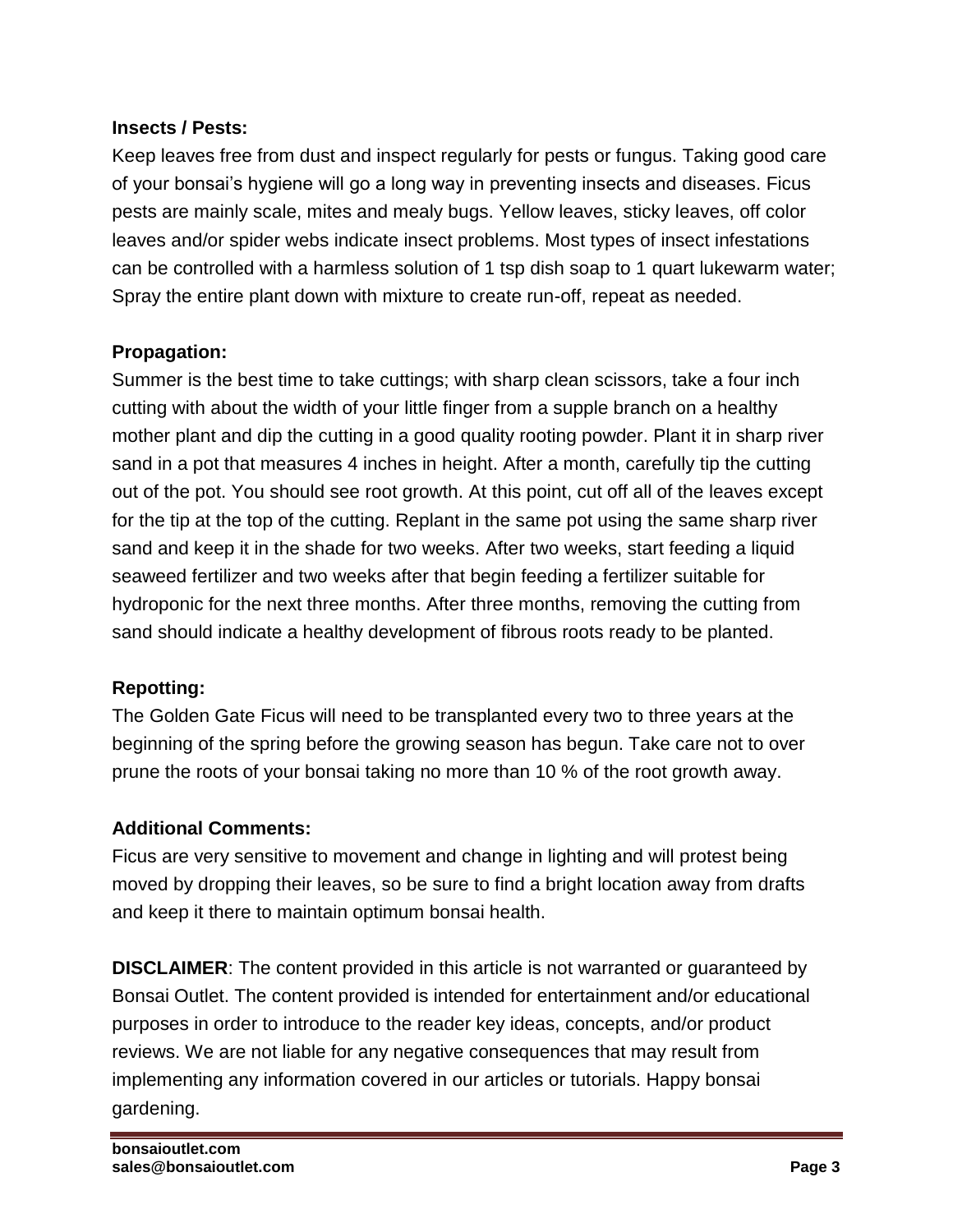**Insects / Pests:**

Keep leaves free from dust and inspect regularly for pests or fungus. Taking good care of your bonsai's hygiene will go a long way in preventing insects and diseases. Ficus pests are mainly scale, mites and mealy bugs. Yellow leaves, sticky leaves, off color leaves and/or spider webs indicate insect problems. Most types of insect infestations can be controlled with a harmless solution of 1 tsp dish soap to 1 quart lukewarm water; Spray the entire plant down with mixture to create run-off, repeat as needed.

**Propagation:**

Summer is the best time to take cuttings; with sharp clean scissors, take a four inch cutting with about the width of your little finger from a supple branch on a healthy mother plant and dip the cutting in a good quality rooting powder. Plant it in sharp river sand in a pot that measures 4 inches in height. After a month, carefully tip the cutting out of the pot. You should see root growth. At this point, cut off all of the leaves except for the tip at the top of the cutting. Replant in the same pot using the same sharp river sand and keep it in the shade for two weeks. After two weeks, start feeding a liquid seaweed fertilizer and two weeks after that begin feeding a fertilizer suitable for hydroponic for the next three months. After three months, removing the cutting from sand should indicate a healthy development of fibrous roots ready to be planted.

**Repotting:**

The Golden Gate Ficus will need to be transplanted every two to three years at the beginning of the spring before the growing season has begun. Take care not to over prune the roots of your bonsai taking no more than 10 % of the root growth away.

**Additional Comments:**

Ficus are very sensitive to movement and change in lighting and will protest being moved by dropping their leaves, so be sure to find a bright location away from drafts and keep it there to maintain optimum bonsai health.

**DISCLAIMER**: The content provided in this article is not warranted or guaranteed by Bonsai Outlet. The content provided is intended for entertainment and/or educational purposes in order to introduce to the reader key ideas, concepts, and/or product reviews. We are not liable for any negative consequences that may result from implementing any information covered in our articles or tutorials. Happy bonsai gardening.